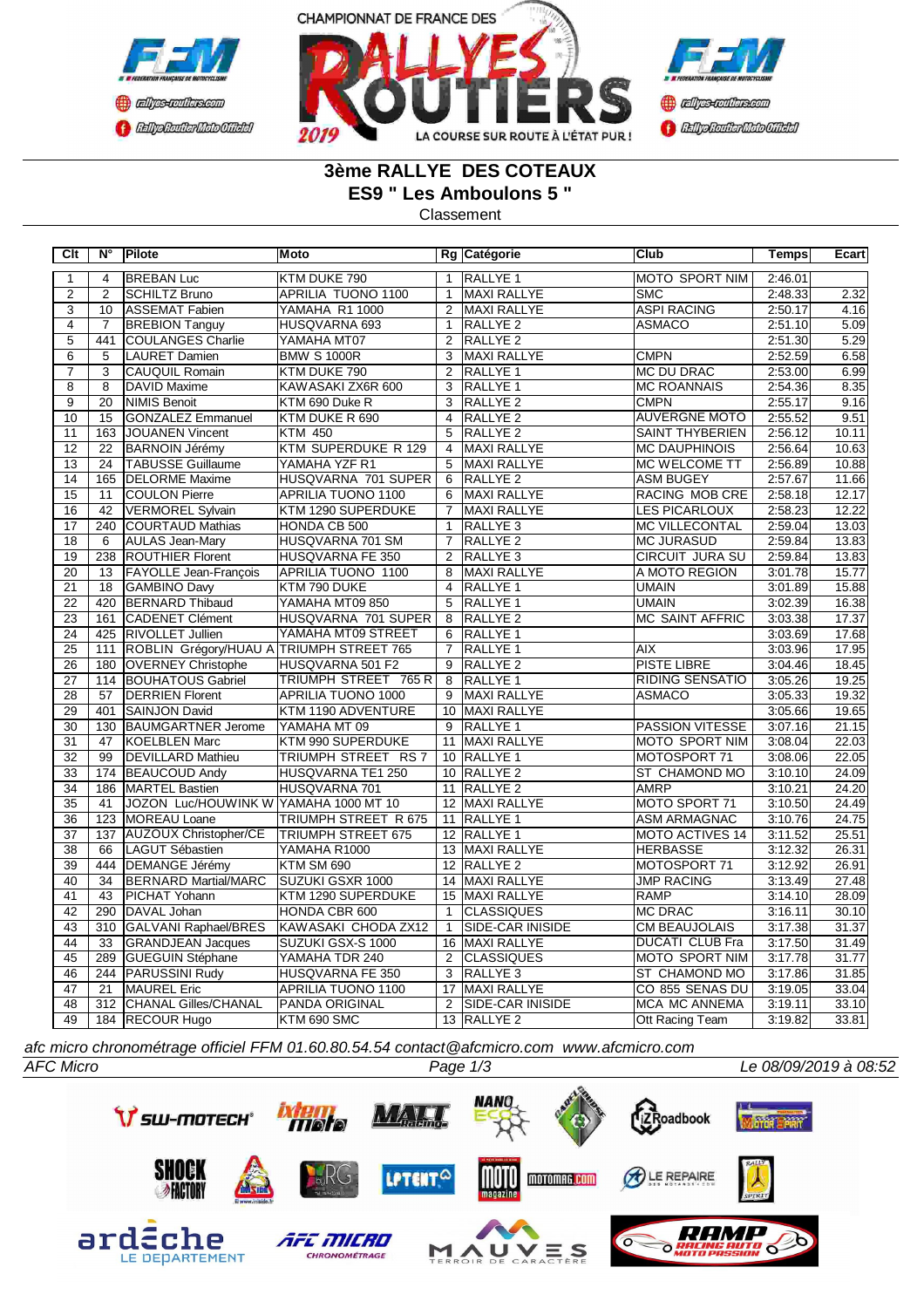CHAMPIONNAT DE FRANCE DES RALLYES ROUTIERS 2019

LA COURSE SUR ROUTE À L'ÉTAT PUR !

## 3ème RALLYE DES COTEAUX
## ES9 " Les Amboulons 5 "
Classement

| Clt | N° | Pilote | Moto | Rg | Catégorie | Club | Temps | Ecart |
|---|---|---|---|---|---|---|---|---|
| 1 | 4 | BREBAN Luc | KTM DUKE 790 | 1 | RALLYE 1 | MOTO SPORT NIM | 2:46.01 | |
| 2 | 2 | SCHILTZ Bruno | APRILIA TUONO 1100 | 1 | MAXI RALLYE | SMC | 2:48.33 | 2.32 |
| 3 | 10 | ASSEMAT Fabien | YAMAHA R1 1000 | 2 | MAXI RALLYE | ASPI RACING | 2:50.17 | 4.16 |
| 4 | 7 | BREBION Tanguy | HUSQVARNA 693 | 1 | RALLYE 2 | ASMACO | 2:51.10 | 5.09 |
| 5 | 441 | COULANGES Charlie | YAMAHA MT07 | 2 | RALLYE 2 | | 2:51.30 | 5.29 |
| 6 | 5 | LAURET Damien | BMW S 1000R | 3 | MAXI RALLYE | CMPN | 2:52.59 | 6.58 |
| 7 | 3 | CAUQUIL Romain | KTM DUKE 790 | 2 | RALLYE 1 | MC DU DRAC | 2:53.00 | 6.99 |
| 8 | 8 | DAVID Maxime | KAWASAKI ZX6R 600 | 3 | RALLYE 1 | MC ROANNAIS | 2:54.36 | 8.35 |
| 9 | 20 | NIMIS Benoit | KTM 690 Duke R | 3 | RALLYE 2 | CMPN | 2:55.17 | 9.16 |
| 10 | 15 | GONZALEZ Emmanuel | KTM DUKE R 690 | 4 | RALLYE 2 | AUVERGNE MOTO | 2:55.52 | 9.51 |
| 11 | 163 | JOUANEN Vincent | KTM 450 | 5 | RALLYE 2 | SAINT THYBERIEN | 2:56.12 | 10.11 |
| 12 | 22 | BARNOIN Jérémy | KTM SUPERDUKE R 129 | 4 | MAXI RALLYE | MC DAUPHINOIS | 2:56.64 | 10.63 |
| 13 | 24 | TABUSSE Guillaume | YAMAHA YZF R1 | 5 | MAXI RALLYE | MC WELCOME TT | 2:56.89 | 10.88 |
| 14 | 165 | DELORME Maxime | HUSQVARNA 701 SUPER | 6 | RALLYE 2 | ASM BUGEY | 2:57.67 | 11.66 |
| 15 | 11 | COULON Pierre | APRILIA TUONO 1100 | 6 | MAXI RALLYE | RACING MOB CRE | 2:58.18 | 12.17 |
| 16 | 42 | VERMOREL Sylvain | KTM 1290 SUPERDUKE | 7 | MAXI RALLYE | LES PICARLOUX | 2:58.23 | 12.22 |
| 17 | 240 | COURTAUD Mathias | HONDA CB 500 | 1 | RALLYE 3 | MC VILLECONTAL | 2:59.04 | 13.03 |
| 18 | 6 | AULAS Jean-Mary | HUSQVARNA 701 SM | 7 | RALLYE 2 | MC JURASUD | 2:59.84 | 13.83 |
| 19 | 238 | ROUTHIER Florent | HUSQVARNA FE 350 | 2 | RALLYE 3 | CIRCUIT JURA SU | 2:59.84 | 13.83 |
| 20 | 13 | FAYOLLE Jean-François | APRILIA TUONO 1100 | 8 | MAXI RALLYE | A MOTO REGION | 3:01.78 | 15.77 |
| 21 | 18 | GAMBINO Davy | KTM 790 DUKE | 4 | RALLYE 1 | UMAIN | 3:01.89 | 15.88 |
| 22 | 420 | BERNARD Thibaud | YAMAHA MT09 850 | 5 | RALLYE 1 | UMAIN | 3:02.39 | 16.38 |
| 23 | 161 | CADENET Clément | HUSQVARNA 701 SUPER | 8 | RALLYE 2 | MC SAINT AFFRIC | 3:03.38 | 17.37 |
| 24 | 425 | RIVOLLET Jullien | YAMAHA MT09 STREET | 6 | RALLYE 1 | | 3:03.69 | 17.68 |
| 25 | 111 | ROBLIN Grégory/HUAU A | TRIUMPH STREET 765 | 7 | RALLYE 1 | AIX | 3:03.96 | 17.95 |
| 26 | 180 | OVERNEY Christophe | HUSQVARNA 501 F2 | 9 | RALLYE 2 | PISTE LIBRE | 3:04.46 | 18.45 |
| 27 | 114 | BOUHATOUS Gabriel | TRIUMPH STREET 765 R | 8 | RALLYE 1 | RIDING SENSATIO | 3:05.26 | 19.25 |
| 28 | 57 | DERRIEN Florent | APRILIA TUONO 1000 | 9 | MAXI RALLYE | ASMACO | 3:05.33 | 19.32 |
| 29 | 401 | SAINJON David | KTM 1190 ADVENTURE | 10 | MAXI RALLYE | | 3:05.66 | 19.65 |
| 30 | 130 | BAUMGARTNER Jerome | YAMAHA MT 09 | 9 | RALLYE 1 | PASSION VITESSE | 3:07.16 | 21.15 |
| 31 | 47 | KOELBLEN Marc | KTM 990 SUPERDUKE | 11 | MAXI RALLYE | MOTO SPORT NIM | 3:08.04 | 22.03 |
| 32 | 99 | DEVILLARD Mathieu | TRIUMPH STREET RS 7 | 10 | RALLYE 1 | MOTOSPORT 71 | 3:08.06 | 22.05 |
| 33 | 174 | BEAUCOUD Andy | HUSQVARNA TE1 250 | 10 | RALLYE 2 | ST CHAMOND MO | 3:10.10 | 24.09 |
| 34 | 186 | MARTEL Bastien | HUSQVARNA 701 | 11 | RALLYE 2 | AMRP | 3:10.21 | 24.20 |
| 35 | 41 | JOZON Luc/HOUWINK W | YAMAHA 1000 MT 10 | 12 | MAXI RALLYE | MOTO SPORT 71 | 3:10.50 | 24.49 |
| 36 | 123 | MOREAU Loane | TRIUMPH STREET R 675 | 11 | RALLYE 1 | ASM ARMAGNAC | 3:10.76 | 24.75 |
| 37 | 137 | AUZOUX Christopher/CE | TRIUMPH STREET 675 | 12 | RALLYE 1 | MOTO ACTIVES 14 | 3:11.52 | 25.51 |
| 38 | 66 | LAGUT Sébastien | YAMAHA R1000 | 13 | MAXI RALLYE | HERBASSE | 3:12.32 | 26.31 |
| 39 | 444 | DEMANGE Jérémy | KTM SM 690 | 12 | RALLYE 2 | MOTOSPORT 71 | 3:12.92 | 26.91 |
| 40 | 34 | BERNARD Martial/MARC | SUZUKI GSXR 1000 | 14 | MAXI RALLYE | JMP RACING | 3:13.49 | 27.48 |
| 41 | 43 | PICHAT Yohann | KTM 1290 SUPERDUKE | 15 | MAXI RALLYE | RAMP | 3:14.10 | 28.09 |
| 42 | 290 | DAVAL Johan | HONDA CBR 600 | 1 | CLASSIQUES | MC DRAC | 3:16.11 | 30.10 |
| 43 | 310 | GALVANI Raphael/BRES | KAWASAKI CHODA ZX12 | 1 | SIDE-CAR INISIDE | CM BEAUJOLAIS | 3:17.38 | 31.37 |
| 44 | 33 | GRANDJEAN Jacques | SUZUKI GSX-S 1000 | 16 | MAXI RALLYE | DUCATI CLUB Fra | 3:17.50 | 31.49 |
| 45 | 289 | GUEGUIN Stéphane | YAMAHA TDR 240 | 2 | CLASSIQUES | MOTO SPORT NIM | 3:17.78 | 31.77 |
| 46 | 244 | PARUSSINI Rudy | HUSQVARNA FE 350 | 3 | RALLYE 3 | ST CHAMOND MO | 3:17.86 | 31.85 |
| 47 | 21 | MAUREL Eric | APRILIA TUONO 1100 | 17 | MAXI RALLYE | CO 855 SENAS DU | 3:19.05 | 33.04 |
| 48 | 312 | CHANAL Gilles/CHANAL | PANDA ORIGINAL | 2 | SIDE-CAR INISIDE | MCA MC ANNEMA | 3:19.11 | 33.10 |
| 49 | 184 | RECOUR Hugo | KTM 690 SMC | 13 | RALLYE 2 | Ott Racing Team | 3:19.82 | 33.81 |

*afc micro chronométrage officiel FFM 01.60.80.54.54 contact@afcmicro.com www.afcmicro.com*

*AFC Micro* — *Le 08/09/2019 à 08:52*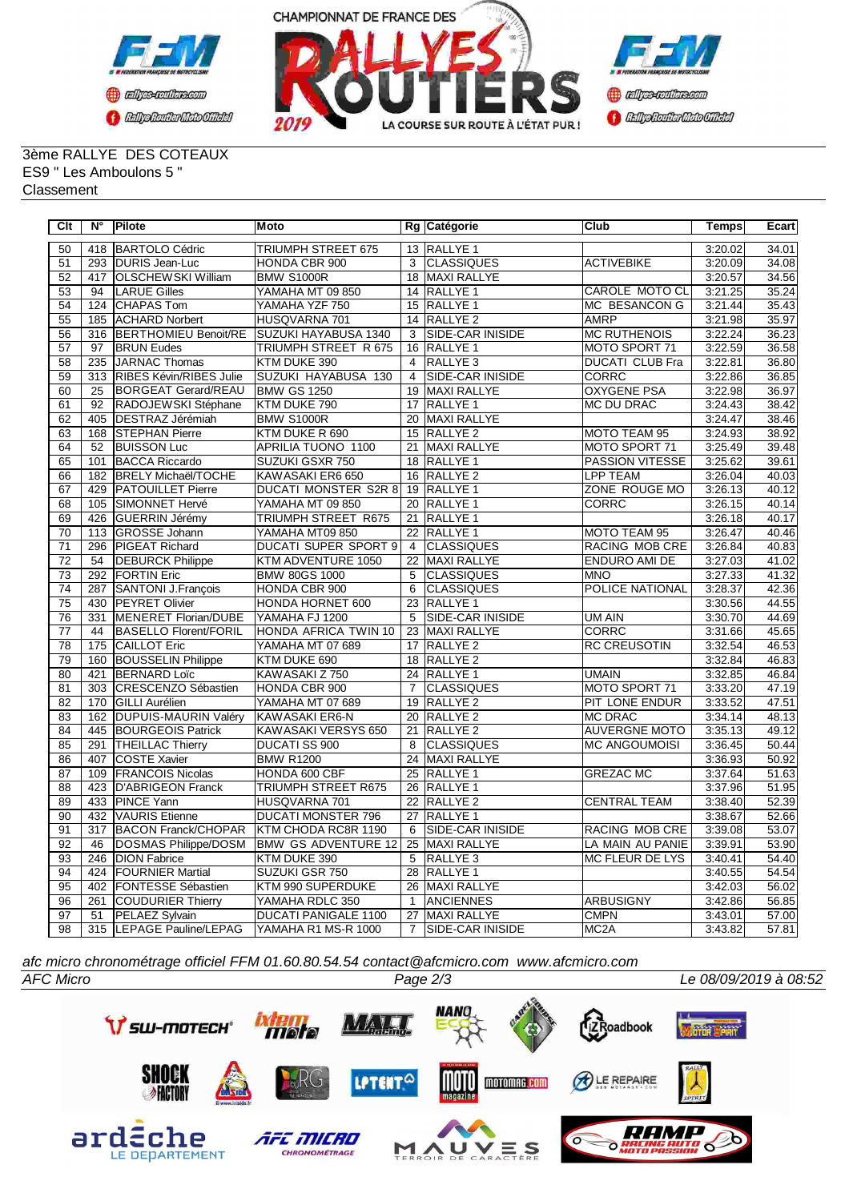3ème RALLYE DES COTEAUX
ES9 " Les Amboulons 5 "
Classement

| Clt | N° | Pilote | Moto | Rg | Catégorie | Club | Temps | Ecart |
|---|---|---|---|---|---|---|---|---|
| 50 | 418 | BARTOLO Cédric | TRIUMPH STREET 675 | 13 | RALLYE 1 | | 3:20.02 | 34.01 |
| 51 | 293 | DURIS Jean-Luc | HONDA CBR 900 | 3 | CLASSIQUES | ACTIVEBIKE | 3:20.09 | 34.08 |
| 52 | 417 | OLSCHEWSKI William | BMW S1000R | 18 | MAXI RALLYE | | 3:20.57 | 34.56 |
| 53 | 94 | LARUE Gilles | YAMAHA MT 09 850 | 14 | RALLYE 1 | CAROLE MOTO CL | 3:21.25 | 35.24 |
| 54 | 124 | CHAPAS Tom | YAMAHA YZF 750 | 15 | RALLYE 1 | MC BESANCON G | 3:21.44 | 35.43 |
| 55 | 185 | ACHARD Norbert | HUSQVARNA 701 | 14 | RALLYE 2 | AMRP | 3:21.98 | 35.97 |
| 56 | 316 | BERTHOMIEU Benoit/RE | SUZUKI HAYABUSA 1340 | 3 | SIDE-CAR INISIDE | MC RUTHENOIS | 3:22.24 | 36.23 |
| 57 | 97 | BRUN Eudes | TRIUMPH STREET R 675 | 16 | RALLYE 1 | MOTO SPORT 71 | 3:22.59 | 36.58 |
| 58 | 235 | JARNAC Thomas | KTM DUKE 390 | 4 | RALLYE 3 | DUCATI CLUB Fra | 3:22.81 | 36.80 |
| 59 | 313 | RIBES Kévin/RIBES Julie | SUZUKI HAYABUSA 130 | 4 | SIDE-CAR INISIDE | CORRC | 3:22.86 | 36.85 |
| 60 | 25 | BORGEAT Gerard/REAU | BMW GS 1250 | 19 | MAXI RALLYE | OXYGENE PSA | 3:22.98 | 36.97 |
| 61 | 92 | RADOJEWSKI Stéphane | KTM DUKE 790 | 17 | RALLYE 1 | MC DU DRAC | 3:24.43 | 38.42 |
| 62 | 405 | DESTRAZ Jérémiah | BMW S1000R | 20 | MAXI RALLYE | | 3:24.47 | 38.46 |
| 63 | 168 | STEPHAN Pierre | KTM DUKE R 690 | 15 | RALLYE 2 | MOTO TEAM 95 | 3:24.93 | 38.92 |
| 64 | 52 | BUISSON Luc | APRILIA TUONO 1100 | 21 | MAXI RALLYE | MOTO SPORT 71 | 3:25.49 | 39.48 |
| 65 | 101 | BACCA Riccardo | SUZUKI GSXR 750 | 18 | RALLYE 1 | PASSION VITESSE | 3:25.62 | 39.61 |
| 66 | 182 | BRELY Michaël/TOCHE | KAWASAKI ER6 650 | 16 | RALLYE 2 | LPP TEAM | 3:26.04 | 40.03 |
| 67 | 429 | PATOUILLET Pierre | DUCATI MONSTER S2R 8 | 19 | RALLYE 1 | ZONE ROUGE MO | 3:26.13 | 40.12 |
| 68 | 105 | SIMONNET Hervé | YAMAHA MT 09 850 | 20 | RALLYE 1 | CORRC | 3:26.15 | 40.14 |
| 69 | 426 | GUERRIN Jérémy | TRIUMPH STREET R675 | 21 | RALLYE 1 | | 3:26.18 | 40.17 |
| 70 | 113 | GROSSE Johann | YAMAHA MT09 850 | 22 | RALLYE 1 | MOTO TEAM 95 | 3:26.47 | 40.46 |
| 71 | 296 | PIGEAT Richard | DUCATI SUPER SPORT 9 | 4 | CLASSIQUES | RACING MOB CRE | 3:26.84 | 40.83 |
| 72 | 54 | DEBURCK Philippe | KTM ADVENTURE 1050 | 22 | MAXI RALLYE | ENDURO AMI DE | 3:27.03 | 41.02 |
| 73 | 292 | FORTIN Eric | BMW 80GS 1000 | 5 | CLASSIQUES | MNO | 3:27.33 | 41.32 |
| 74 | 287 | SANTONI J.François | HONDA CBR 900 | 6 | CLASSIQUES | POLICE NATIONAL | 3:28.37 | 42.36 |
| 75 | 430 | PEYRET Olivier | HONDA HORNET 600 | 23 | RALLYE 1 | | 3:30.56 | 44.55 |
| 76 | 331 | MENERET Florian/DUBE | YAMAHA FJ 1200 | 5 | SIDE-CAR INISIDE | UM AIN | 3:30.70 | 44.69 |
| 77 | 44 | BASELLO Florent/FORIL | HONDA AFRICA TWIN 10 | 23 | MAXI RALLYE | CORRC | 3:31.66 | 45.65 |
| 78 | 175 | CAILLOT Eric | YAMAHA MT 07 689 | 17 | RALLYE 2 | RC CREUSOTIN | 3:32.54 | 46.53 |
| 79 | 160 | BOUSSELIN Philippe | KTM DUKE 690 | 18 | RALLYE 2 | | 3:32.84 | 46.83 |
| 80 | 421 | BERNARD Loïc | KAWASAKI Z 750 | 24 | RALLYE 1 | UMAIN | 3:32.85 | 46.84 |
| 81 | 303 | CRESCENZO Sébastien | HONDA CBR 900 | 7 | CLASSIQUES | MOTO SPORT 71 | 3:33.20 | 47.19 |
| 82 | 170 | GILLI Aurélien | YAMAHA MT 07 689 | 19 | RALLYE 2 | PIT LONE ENDUR | 3:33.52 | 47.51 |
| 83 | 162 | DUPUIS-MAURIN Valéry | KAWASAKI ER6-N | 20 | RALLYE 2 | MC DRAC | 3:34.14 | 48.13 |
| 84 | 445 | BOURGEOIS Patrick | KAWASAKI VERSYS 650 | 21 | RALLYE 2 | AUVERGNE MOTO | 3:35.13 | 49.12 |
| 85 | 291 | THEILLAC Thierry | DUCATI SS 900 | 8 | CLASSIQUES | MC ANGOUMOISI | 3:36.45 | 50.44 |
| 86 | 407 | COSTE Xavier | BMW R1200 | 24 | MAXI RALLYE | | 3:36.93 | 50.92 |
| 87 | 109 | FRANCOIS Nicolas | HONDA 600 CBF | 25 | RALLYE 1 | GREZAC MC | 3:37.64 | 51.63 |
| 88 | 423 | D'ABRIGEON Franck | TRIUMPH STREET R675 | 26 | RALLYE 1 | | 3:37.96 | 51.95 |
| 89 | 433 | PINCE Yann | HUSQVARNA 701 | 22 | RALLYE 2 | CENTRAL TEAM | 3:38.40 | 52.39 |
| 90 | 432 | VAURIS Etienne | DUCATI MONSTER 796 | 27 | RALLYE 1 | | 3:38.67 | 52.66 |
| 91 | 317 | BACON Franck/CHOPAR | KTM CHODA RC8R 1190 | 6 | SIDE-CAR INISIDE | RACING MOB CRE | 3:39.08 | 53.07 |
| 92 | 46 | DOSMAS Philippe/DOSM | BMW GS ADVENTURE 12 | 25 | MAXI RALLYE | LA MAIN AU PANIE | 3:39.91 | 53.90 |
| 93 | 246 | DION Fabrice | KTM DUKE 390 | 5 | RALLYE 3 | MC FLEUR DE LYS | 3:40.41 | 54.40 |
| 94 | 424 | FOURNIER Martial | SUZUKI GSR 750 | 28 | RALLYE 1 | | 3:40.55 | 54.54 |
| 95 | 402 | FONTESSE Sébastien | KTM 990 SUPERDUKE | 26 | MAXI RALLYE | | 3:42.03 | 56.02 |
| 96 | 261 | COUDURIER Thierry | YAMAHA RDLC 350 | 1 | ANCIENNES | ARBUSIGNY | 3:42.86 | 56.85 |
| 97 | 51 | PELAEZ Sylvain | DUCATI PANIGALE 1100 | 27 | MAXI RALLYE | CMPN | 3:43.01 | 57.00 |
| 98 | 315 | LEPAGE Pauline/LEPAG | YAMAHA R1 MS-R 1000 | 7 | SIDE-CAR INISIDE | MC2A | 3:43.82 | 57.81 |

*afc micro chronométrage officiel FFM 01.60.80.54.54 contact@afcmicro.com www.afcmicro.com*

*AFC Micro* — Le 08/09/2019 à 08:52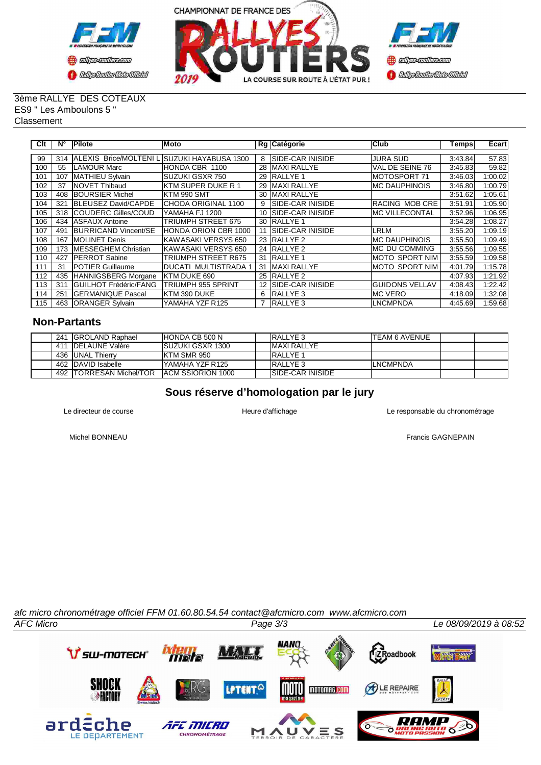3ème RALLYE DES COTEAUX
ES9 " Les Amboulons 5 "
Classement

| Clt | N° | Pilote | Moto | Rg | Catégorie | Club | Temps | Ecart |
|---|---|---|---|---|---|---|---|---|
| 99 | 314 | ALEXIS Brice/MOLTENI L | SUZUKI HAYABUSA 1300 | 8 | SIDE-CAR INISIDE | JURA SUD | 3:43.84 | 57.83 |
| 100 | 55 | LAMOUR Marc | HONDA CBR 1100 | 28 | MAXI RALLYE | VAL DE SEINE 76 | 3:45.83 | 59.82 |
| 101 | 107 | MATHIEU Sylvain | SUZUKI GSXR 750 | 29 | RALLYE 1 | MOTOSPORT 71 | 3:46.03 | 1:00.02 |
| 102 | 37 | NOVET Thibaud | KTM SUPER DUKE R 1 | 29 | MAXI RALLYE | MC DAUPHINOIS | 3:46.80 | 1:00.79 |
| 103 | 408 | BOURSIER Michel | KTM 990 SMT | 30 | MAXI RALLYE | | 3:51.62 | 1:05.61 |
| 104 | 321 | BLEUSEZ David/CAPDE | CHODA ORIGINAL 1100 | 9 | SIDE-CAR INISIDE | RACING MOB CRE | 3:51.91 | 1:05.90 |
| 105 | 318 | COUDERC Gilles/COUD | YAMAHA FJ 1200 | 10 | SIDE-CAR INISIDE | MC VILLECONTAL | 3:52.96 | 1:06.95 |
| 106 | 434 | ASFAUX Antoine | TRIUMPH STREET 675 | 30 | RALLYE 1 | | 3:54.28 | 1:08.27 |
| 107 | 491 | BURRICAND Vincent/SE | HONDA ORION CBR 1000 | 11 | SIDE-CAR INISIDE | LRLM | 3:55.20 | 1:09.19 |
| 108 | 167 | MOLINET Denis | KAWASAKI VERSYS 650 | 23 | RALLYE 2 | MC DAUPHINOIS | 3:55.50 | 1:09.49 |
| 109 | 173 | MESSEGHEM Christian | KAWASAKI VERSYS 650 | 24 | RALLYE 2 | MC DU COMMING | 3:55.56 | 1:09.55 |
| 110 | 427 | PERROT Sabine | TRIUMPH STREET R675 | 31 | RALLYE 1 | MOTO SPORT NIM | 3:55.59 | 1:09.58 |
| 111 | 31 | POTIER Guillaume | DUCATI MULTISTRADA 1 | 31 | MAXI RALLYE | MOTO SPORT NIM | 4:01.79 | 1:15.78 |
| 112 | 435 | HANNIGSBERG Morgane | KTM DUKE 690 | 25 | RALLYE 2 | | 4:07.93 | 1:21.92 |
| 113 | 311 | GUILHOT Frédéric/FANG | TRIUMPH 955 SPRINT | 12 | SIDE-CAR INISIDE | GUIDONS VELLAV | 4:08.43 | 1:22.42 |
| 114 | 251 | GERMANIQUE Pascal | KTM 390 DUKE | 6 | RALLYE 3 | MC VERO | 4:18.09 | 1:32.08 |
| 115 | 463 | ORANGER Sylvain | YAMAHA YZF R125 | 7 | RALLYE 3 | LNCMPNDA | 4:45.69 | 1:59.68 |

## Non-Partants

| | | | | | | | | |
|---|---|---|---|---|---|---|---|---|
| | 241 | GROLAND Raphael | HONDA CB 500 N | | RALLYE 3 | TEAM 6 AVENUE | | |
| | 411 | DELAUNE Valère | SUZUKI GSXR 1300 | | MAXI RALLYE | | | |
| | 436 | UNAL Thierry | KTM SMR 950 | | RALLYE 1 | | | |
| | 462 | DAVID Isabelle | YAMAHA YZF R125 | | RALLYE 3 | LNCMPNDA | | |
| | 492 | TORRESAN Michel/TOR | ACM SSIORION 1000 | | SIDE-CAR INISIDE | | | |

## Sous réserve d'homologation par le jury

Le directeur de course — Heure d'affichage — Le responsable du chronométrage

Michel BONNEAU — Francis GAGNEPAIN

*afc micro chronométrage officiel FFM 01.60.80.54.54 contact@afcmicro.com www.afcmicro.com*

*AFC Micro* — *Le 08/09/2019 à 08:52*